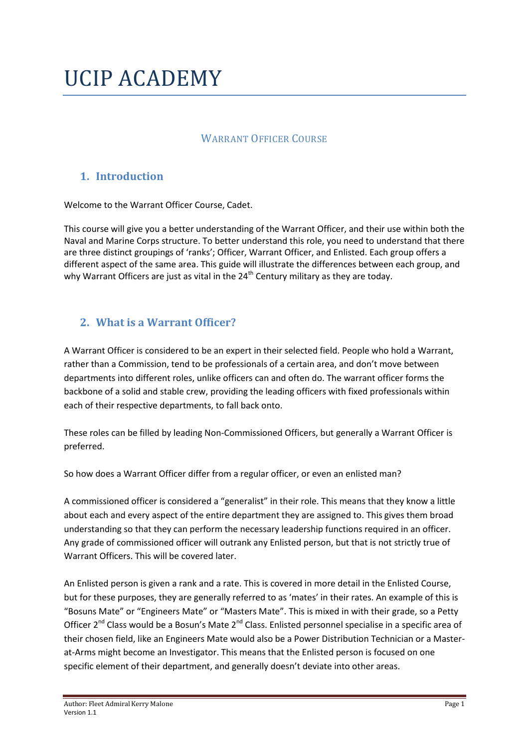# UCIP ACADEMY

## Warrant Officer Course

### 1. Introduction

Welcome to the Warrant Officer Course, Cadet.

This course will give you a better understanding of the Warrant Officer, and their use within both the Naval and Marine Corps structure. To better understand this role, you need to understand that there are three distinct groupings of 'ranks'; Officer, Warrant Officer, and Enlisted. Each group offers a different aspect of the same area. This guide will illustrate the differences between each group, and why Warrant Officers are just as vital in the 24th Century military as they are today.

### 2. What is a Warrant Officer?

A Warrant Officer is considered to be an expert in their selected field. People who hold a Warrant, rather than a Commission, tend to be professionals of a certain area, and don't move between departments into different roles, unlike officers can and often do. The warrant officer forms the backbone of a solid and stable crew, providing the leading officers with fixed professionals within each of their respective departments, to fall back onto.

These roles can be filled by leading Non-Commissioned Officers, but generally a Warrant Officer is preferred.

So how does a Warrant Officer differ from a regular officer, or even an enlisted man?

A commissioned officer is considered a "generalist" in their role. This means that they know a little about each and every aspect of the entire department they are assigned to. This gives them broad understanding so that they can perform the necessary leadership functions required in an officer. Any grade of commissioned officer will outrank any Enlisted person, but that is not strictly true of Warrant Officers. This will be covered later.

An Enlisted person is given a rank and a rate. This is covered in more detail in the Enlisted Course, but for these purposes, they are generally referred to as 'mates' in their rates. An example of this is "Bosuns Mate" or "Engineers Mate" or "Masters Mate". This is mixed in with their grade, so a Petty Officer 2nd Class would be a Bosun's Mate 2nd Class. Enlisted personnel specialise in a specific area of their chosen field, like an Engineers Mate would also be a Power Distribution Technician or a Master-at-Arms might become an Investigator. This means that the Enlisted person is focused on one specific element of their department, and generally doesn't deviate into other areas.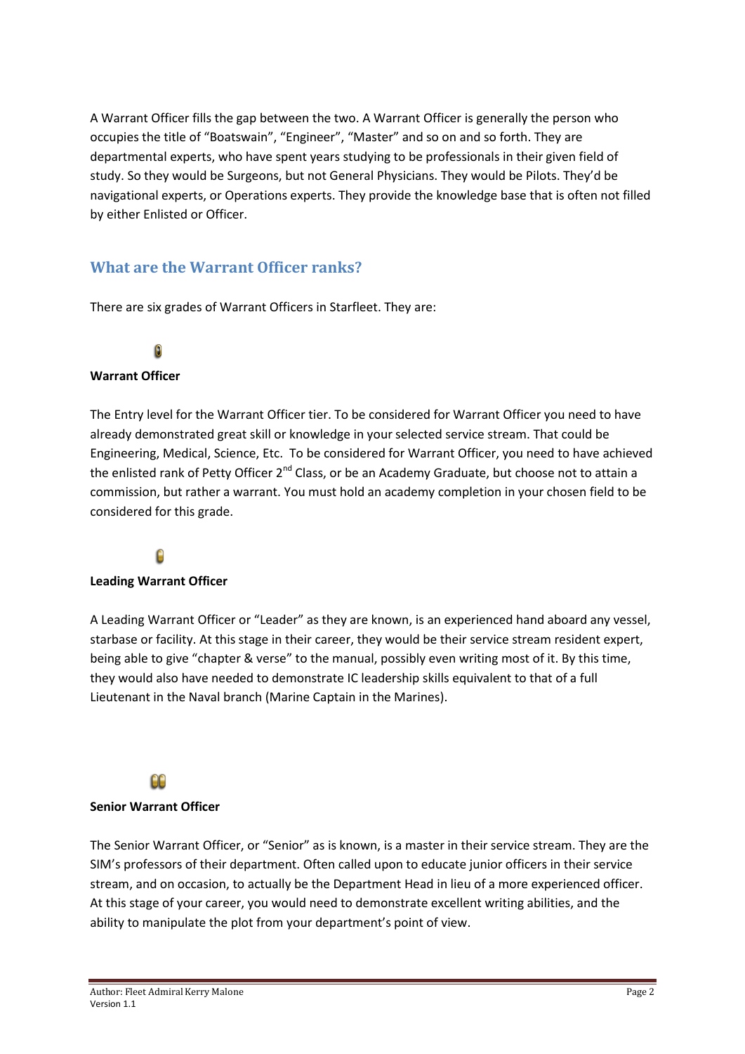A Warrant Officer fills the gap between the two. A Warrant Officer is generally the person who occupies the title of "Boatswain", "Engineer", "Master" and so on and so forth. They are departmental experts, who have spent years studying to be professionals in their given field of study. So they would be Surgeons, but not General Physicians. They would be Pilots. They'd be navigational experts, or Operations experts. They provide the knowledge base that is often not filled by either Enlisted or Officer.

## What are the Warrant Officer ranks?

There are six grades of Warrant Officers in Starfleet. They are:

**Warrant Officer**

The Entry level for the Warrant Officer tier. To be considered for Warrant Officer you need to have already demonstrated great skill or knowledge in your selected service stream. That could be Engineering, Medical, Science, Etc. To be considered for Warrant Officer, you need to have achieved the enlisted rank of Petty Officer 2nd Class, or be an Academy Graduate, but choose not to attain a commission, but rather a warrant. You must hold an academy completion in your chosen field to be considered for this grade.

**Leading Warrant Officer**

A Leading Warrant Officer or "Leader" as they are known, is an experienced hand aboard any vessel, starbase or facility. At this stage in their career, they would be their service stream resident expert, being able to give "chapter & verse" to the manual, possibly even writing most of it. By this time, they would also have needed to demonstrate IC leadership skills equivalent to that of a full Lieutenant in the Naval branch (Marine Captain in the Marines).

**Senior Warrant Officer**

The Senior Warrant Officer, or "Senior" as is known, is a master in their service stream. They are the SIM's professors of their department. Often called upon to educate junior officers in their service stream, and on occasion, to actually be the Department Head in lieu of a more experienced officer. At this stage of your career, you would need to demonstrate excellent writing abilities, and the ability to manipulate the plot from your department's point of view.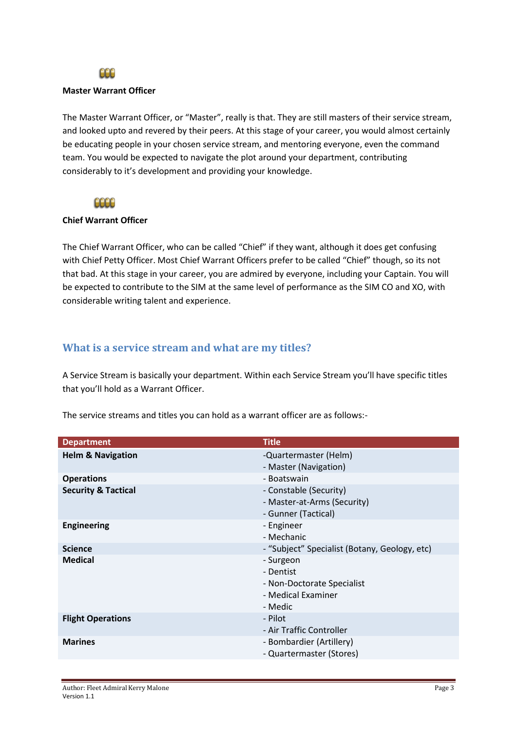**Master Warrant Officer**

The Master Warrant Officer, or "Master", really is that. They are still masters of their service stream, and looked upto and revered by their peers. At this stage of your career, you would almost certainly be educating people in your chosen service stream, and mentoring everyone, even the command team. You would be expected to navigate the plot around your department, contributing considerably to it's development and providing your knowledge.

**Chief Warrant Officer**

The Chief Warrant Officer, who can be called "Chief" if they want, although it does get confusing with Chief Petty Officer. Most Chief Warrant Officers prefer to be called "Chief" though, so its not that bad. At this stage in your career, you are admired by everyone, including your Captain. You will be expected to contribute to the SIM at the same level of performance as the SIM CO and XO, with considerable writing talent and experience.

## What is a service stream and what are my titles?

A Service Stream is basically your department. Within each Service Stream you'll have specific titles that you'll hold as a Warrant Officer.

The service streams and titles you can hold as a warrant officer are as follows:-

| Department | Title |
|---|---|
| **Helm & Navigation** | -Quartermaster (Helm)<br>- Master (Navigation) |
| **Operations** | - Boatswain |
| **Security & Tactical** | - Constable (Security)<br>- Master-at-Arms (Security)<br>- Gunner (Tactical) |
| **Engineering** | - Engineer<br>- Mechanic |
| **Science** | - "Subject" Specialist (Botany, Geology, etc) |
| **Medical** | - Surgeon<br>- Dentist<br>- Non-Doctorate Specialist<br>- Medical Examiner<br>- Medic |
| **Flight Operations** | - Pilot<br>- Air Traffic Controller |
| **Marines** | - Bombardier (Artillery)<br>- Quartermaster (Stores) |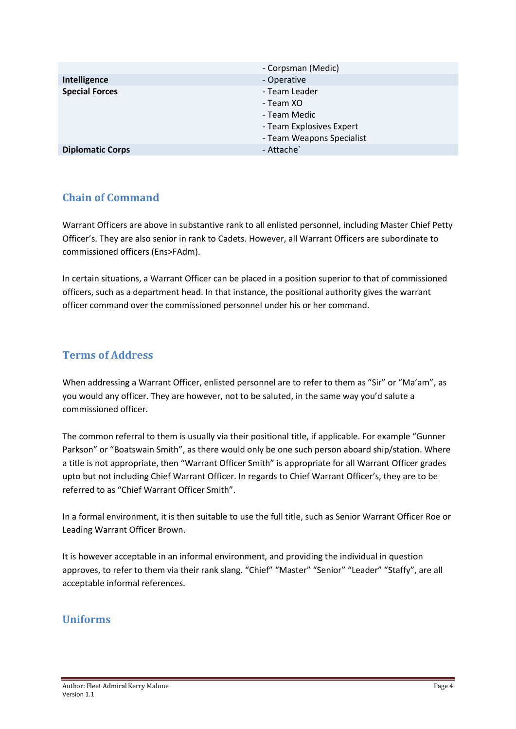| | |
|---|---|
| | - Corpsman (Medic) |
| **Intelligence** | - Operative |
| **Special Forces** | - Team Leader<br>- Team XO<br>- Team Medic<br>- Team Explosives Expert<br>- Team Weapons Specialist |
| **Diplomatic Corps** | - Attache` |

## Chain of Command

Warrant Officers are above in substantive rank to all enlisted personnel, including Master Chief Petty Officer's. They are also senior in rank to Cadets. However, all Warrant Officers are subordinate to commissioned officers (Ens>FAdm).

In certain situations, a Warrant Officer can be placed in a position superior to that of commissioned officers, such as a department head. In that instance, the positional authority gives the warrant officer command over the commissioned personnel under his or her command.

## Terms of Address

When addressing a Warrant Officer, enlisted personnel are to refer to them as "Sir" or "Ma'am", as you would any officer. They are however, not to be saluted, in the same way you'd salute a commissioned officer.

The common referral to them is usually via their positional title, if applicable. For example "Gunner Parkson" or "Boatswain Smith", as there would only be one such person aboard ship/station. Where a title is not appropriate, then "Warrant Officer Smith" is appropriate for all Warrant Officer grades upto but not including Chief Warrant Officer. In regards to Chief Warrant Officer's, they are to be referred to as "Chief Warrant Officer Smith".

In a formal environment, it is then suitable to use the full title, such as Senior Warrant Officer Roe or Leading Warrant Officer Brown.

It is however acceptable in an informal environment, and providing the individual in question approves, to refer to them via their rank slang. "Chief" "Master" "Senior" "Leader" "Staffy", are all acceptable informal references.

## Uniforms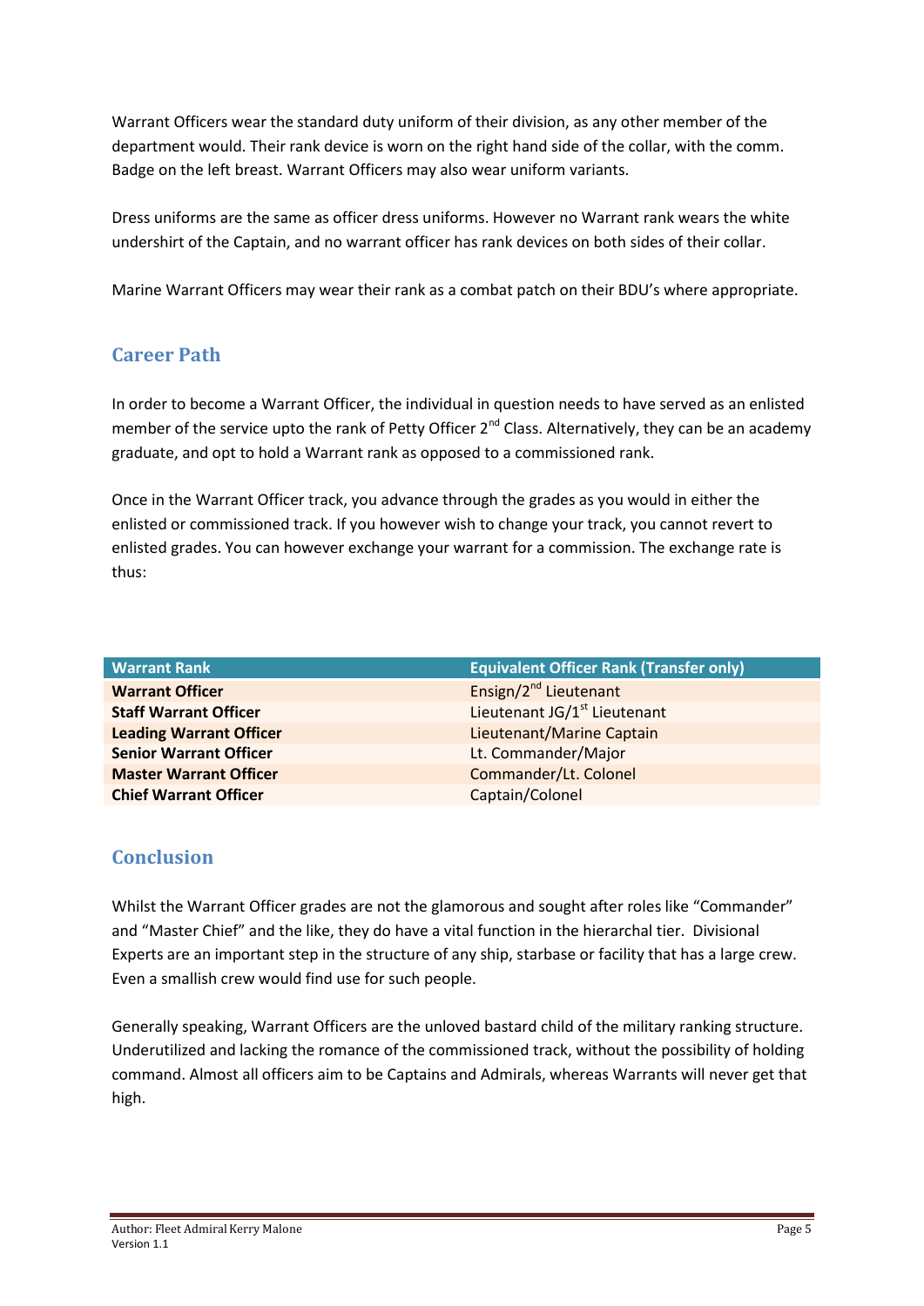Warrant Officers wear the standard duty uniform of their division, as any other member of the department would. Their rank device is worn on the right hand side of the collar, with the comm. Badge on the left breast. Warrant Officers may also wear uniform variants.

Dress uniforms are the same as officer dress uniforms. However no Warrant rank wears the white undershirt of the Captain, and no warrant officer has rank devices on both sides of their collar.

Marine Warrant Officers may wear their rank as a combat patch on their BDU's where appropriate.

## Career Path

In order to become a Warrant Officer, the individual in question needs to have served as an enlisted member of the service upto the rank of Petty Officer 2nd Class. Alternatively, they can be an academy graduate, and opt to hold a Warrant rank as opposed to a commissioned rank.

Once in the Warrant Officer track, you advance through the grades as you would in either the enlisted or commissioned track. If you however wish to change your track, you cannot revert to enlisted grades. You can however exchange your warrant for a commission. The exchange rate is thus:

| Warrant Rank | Equivalent Officer Rank (Transfer only) |
|---|---|
| **Warrant Officer** | Ensign/2nd Lieutenant |
| **Staff Warrant Officer** | Lieutenant JG/1st Lieutenant |
| **Leading Warrant Officer** | Lieutenant/Marine Captain |
| **Senior Warrant Officer** | Lt. Commander/Major |
| **Master Warrant Officer** | Commander/Lt. Colonel |
| **Chief Warrant Officer** | Captain/Colonel |

## Conclusion

Whilst the Warrant Officer grades are not the glamorous and sought after roles like "Commander" and "Master Chief" and the like, they do have a vital function in the hierarchal tier. Divisional Experts are an important step in the structure of any ship, starbase or facility that has a large crew. Even a smallish crew would find use for such people.

Generally speaking, Warrant Officers are the unloved bastard child of the military ranking structure. Underutilized and lacking the romance of the commissioned track, without the possibility of holding command. Almost all officers aim to be Captains and Admirals, whereas Warrants will never get that high.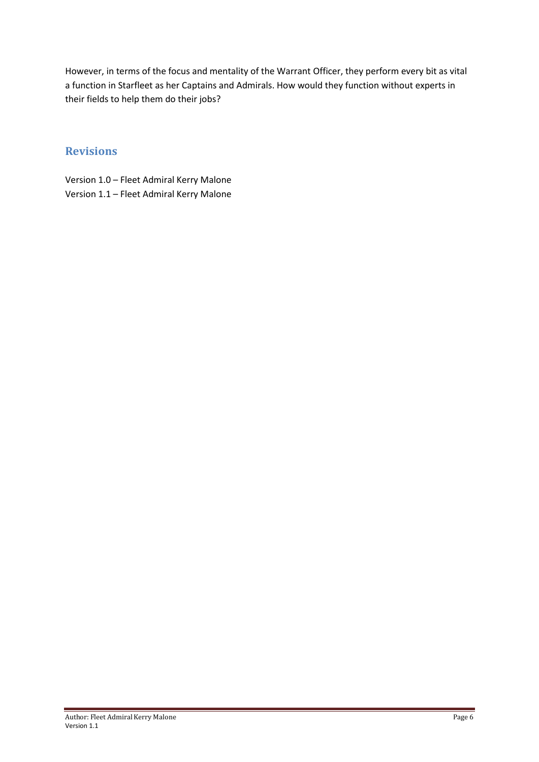However, in terms of the focus and mentality of the Warrant Officer, they perform every bit as vital a function in Starfleet as her Captains and Admirals. How would they function without experts in their fields to help them do their jobs?

## Revisions

Version 1.0 – Fleet Admiral Kerry Malone
Version 1.1 – Fleet Admiral Kerry Malone